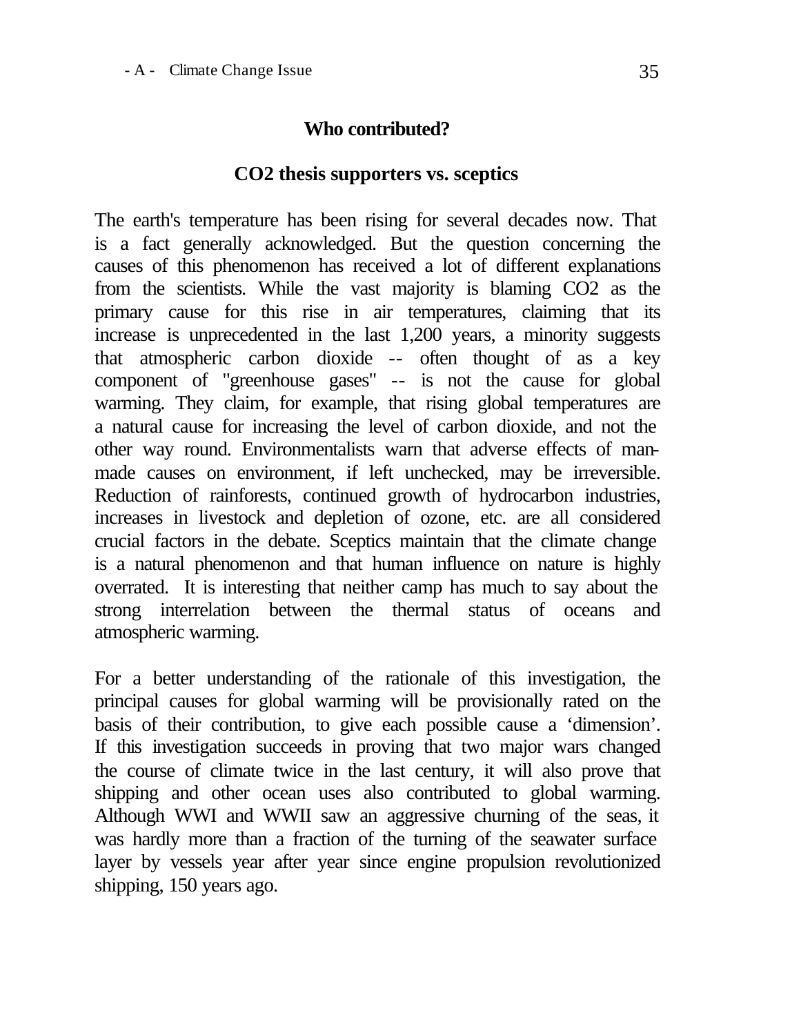## Who contributed?

### CO2 thesis supporters vs. sceptics

The earth's temperature has been rising for several decades now. That is a fact generally acknowledged. But the question concerning the causes of this phenomenon has received a lot of different explanations from the scientists. While the vast majority is blaming $CO_2$ as the primary cause for this rise in air temperatures, claiming that its increase is unprecedented in the last 1,200 years, a minority suggests that atmospheric carbon dioxide -- often thought of as a key component of "greenhouse gases" -- is not the cause for global warming. They claim, for example, that rising global temperatures are a natural cause for increasing the level of carbon dioxide, and not the other way round. Environmentalists warn that adverse effects of man-made causes on environment, if left unchecked, may be irreversible. Reduction of rainforests, continued growth of hydrocarbon industries, increases in livestock and depletion of ozone, etc. are all considered crucial factors in the debate. Sceptics maintain that the climate change is a natural phenomenon and that human influence on nature is highly overrated. It is interesting that neither camp has much to say about the strong interrelation between the thermal status of oceans and atmospheric warming.

For a better understanding of the rationale of this investigation, the principal causes for global warming will be provisionally rated on the basis of their contribution, to give each possible cause a 'dimension'. If this investigation succeeds in proving that two major wars changed the course of climate twice in the last century, it will also prove that shipping and other ocean uses also contributed to global warming. Although WWI and WWII saw an aggressive churning of the seas, it was hardly more than a fraction of the turning of the seawater surface layer by vessels year after year since engine propulsion revolutionized shipping, 150 years ago.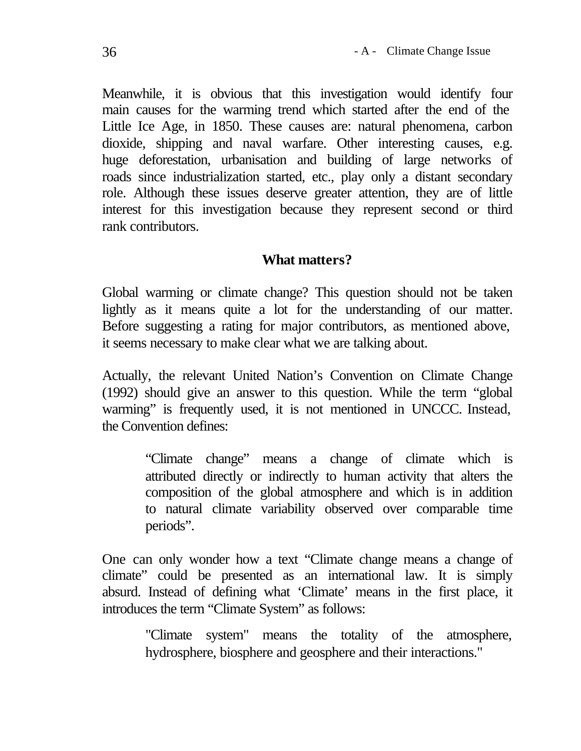Meanwhile, it is obvious that this investigation would identify four main causes for the warming trend which started after the end of the Little Ice Age, in 1850. These causes are: natural phenomena, carbon dioxide, shipping and naval warfare. Other interesting causes, e.g. huge deforestation, urbanisation and building of large networks of roads since industrialization started, etc., play only a distant secondary role. Although these issues deserve greater attention, they are of little interest for this investigation because they represent second or third rank contributors.

## What matters?

Global warming or climate change? This question should not be taken lightly as it means quite a lot for the understanding of our matter. Before suggesting a rating for major contributors, as mentioned above, it seems necessary to make clear what we are talking about.

Actually, the relevant United Nation's Convention on Climate Change (1992) should give an answer to this question. While the term "global warming" is frequently used, it is not mentioned in UNCCC. Instead, the Convention defines:

> "Climate change" means a change of climate which is attributed directly or indirectly to human activity that alters the composition of the global atmosphere and which is in addition to natural climate variability observed over comparable time periods".

One can only wonder how a text "Climate change means a change of climate" could be presented as an international law. It is simply absurd. Instead of defining what 'Climate' means in the first place, it introduces the term "Climate System" as follows:

> "Climate system" means the totality of the atmosphere, hydrosphere, biosphere and geosphere and their interactions."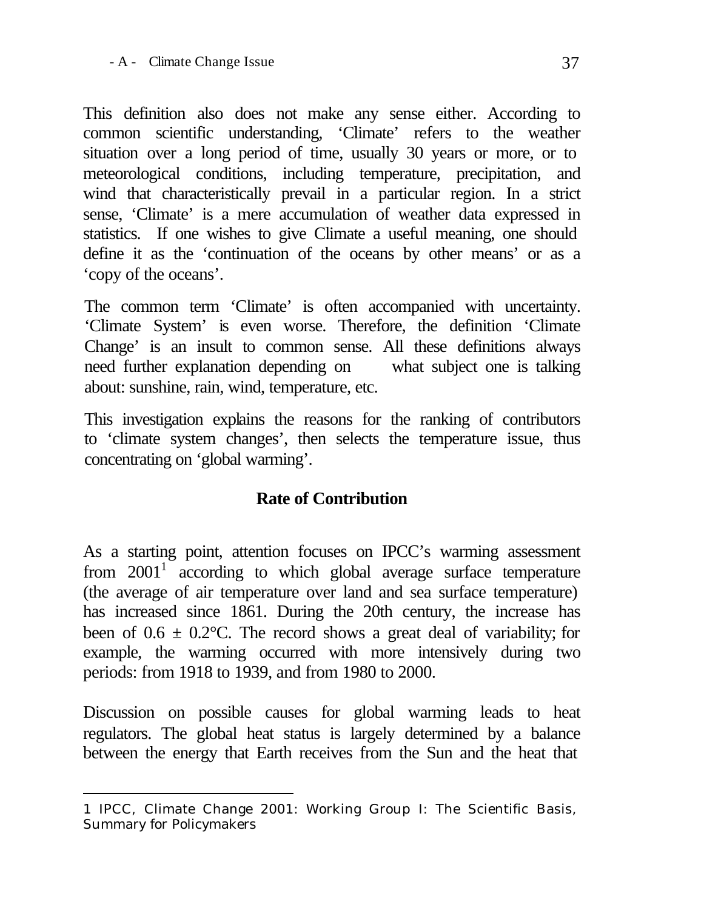This definition also does not make any sense either. According to common scientific understanding, 'Climate' refers to the weather situation over a long period of time, usually 30 years or more, or to meteorological conditions, including temperature, precipitation, and wind that characteristically prevail in a particular region. In a strict sense, 'Climate' is a mere accumulation of weather data expressed in statistics. If one wishes to give Climate a useful meaning, one should define it as the 'continuation of the oceans by other means' or as a 'copy of the oceans'.

The common term 'Climate' is often accompanied with uncertainty. 'Climate System' is even worse. Therefore, the definition 'Climate Change' is an insult to common sense. All these definitions always need further explanation depending on what subject one is talking about: sunshine, rain, wind, temperature, etc.

This investigation explains the reasons for the ranking of contributors to 'climate system changes', then selects the temperature issue, thus concentrating on 'global warming'.

## Rate of Contribution

As a starting point, attention focuses on IPCC's warming assessment from 2001[1] according to which global average surface temperature (the average of air temperature over land and sea surface temperature) has increased since 1861. During the 20th century, the increase has been of $0.6 \pm 0.2$°C. The record shows a great deal of variability; for example, the warming occurred with more intensively during two periods: from 1918 to 1939, and from 1980 to 2000.

Discussion on possible causes for global warming leads to heat regulators. The global heat status is largely determined by a balance between the energy that Earth receives from the Sun and the heat that

---

1 IPCC, Climate Change 2001: Working Group I: The Scientific Basis, Summary for Policymakers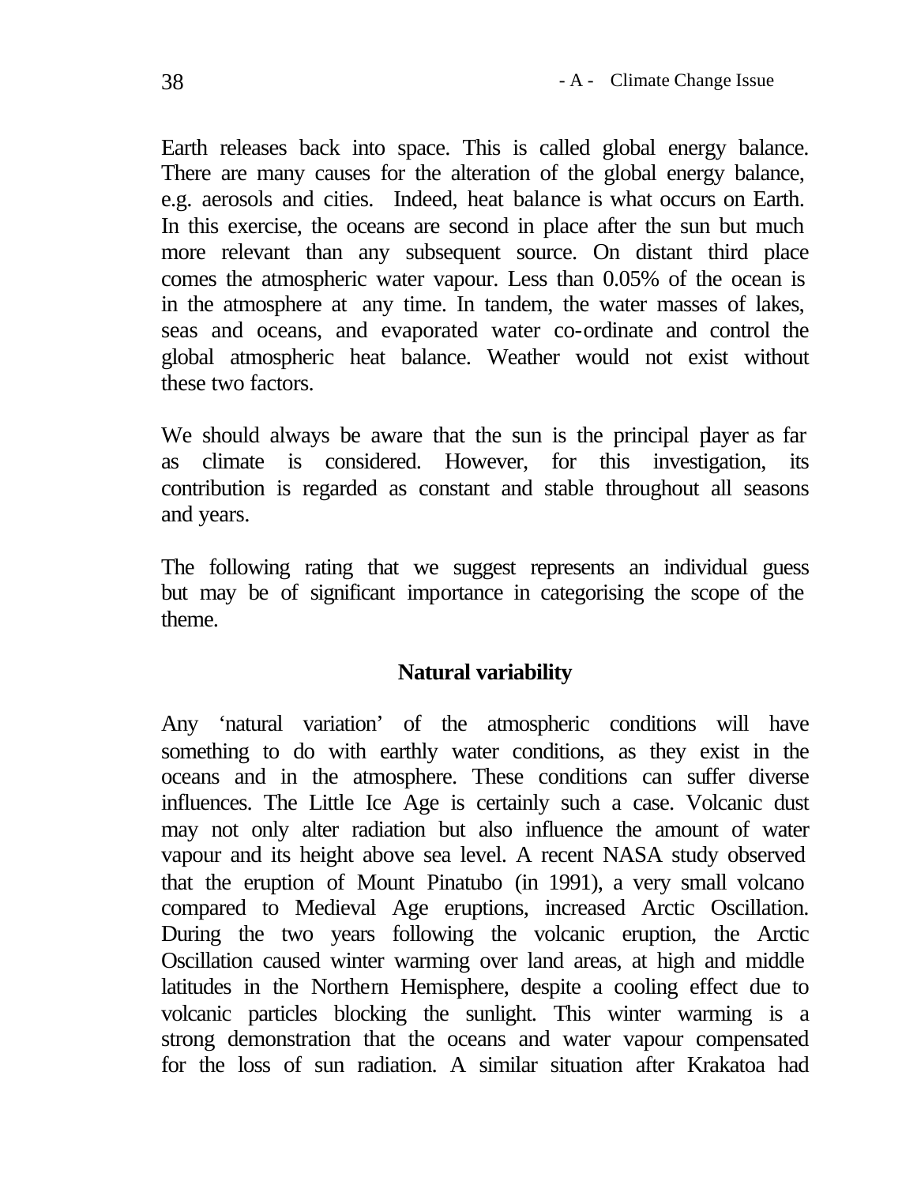Earth releases back into space. This is called global energy balance. There are many causes for the alteration of the global energy balance, e.g. aerosols and cities. Indeed, heat balance is what occurs on Earth. In this exercise, the oceans are second in place after the sun but much more relevant than any subsequent source. On distant third place comes the atmospheric water vapour. Less than 0.05% of the ocean is in the atmosphere at any time. In tandem, the water masses of lakes, seas and oceans, and evaporated water co-ordinate and control the global atmospheric heat balance. Weather would not exist without these two factors.

We should always be aware that the sun is the principal player as far as climate is considered. However, for this investigation, its contribution is regarded as constant and stable throughout all seasons and years.

The following rating that we suggest represents an individual guess but may be of significant importance in categorising the scope of the theme.

## Natural variability

Any 'natural variation' of the atmospheric conditions will have something to do with earthly water conditions, as they exist in the oceans and in the atmosphere. These conditions can suffer diverse influences. The Little Ice Age is certainly such a case. Volcanic dust may not only alter radiation but also influence the amount of water vapour and its height above sea level. A recent NASA study observed that the eruption of Mount Pinatubo (in 1991), a very small volcano compared to Medieval Age eruptions, increased Arctic Oscillation. During the two years following the volcanic eruption, the Arctic Oscillation caused winter warming over land areas, at high and middle latitudes in the Northern Hemisphere, despite a cooling effect due to volcanic particles blocking the sunlight. This winter warming is a strong demonstration that the oceans and water vapour compensated for the loss of sun radiation. A similar situation after Krakatoa had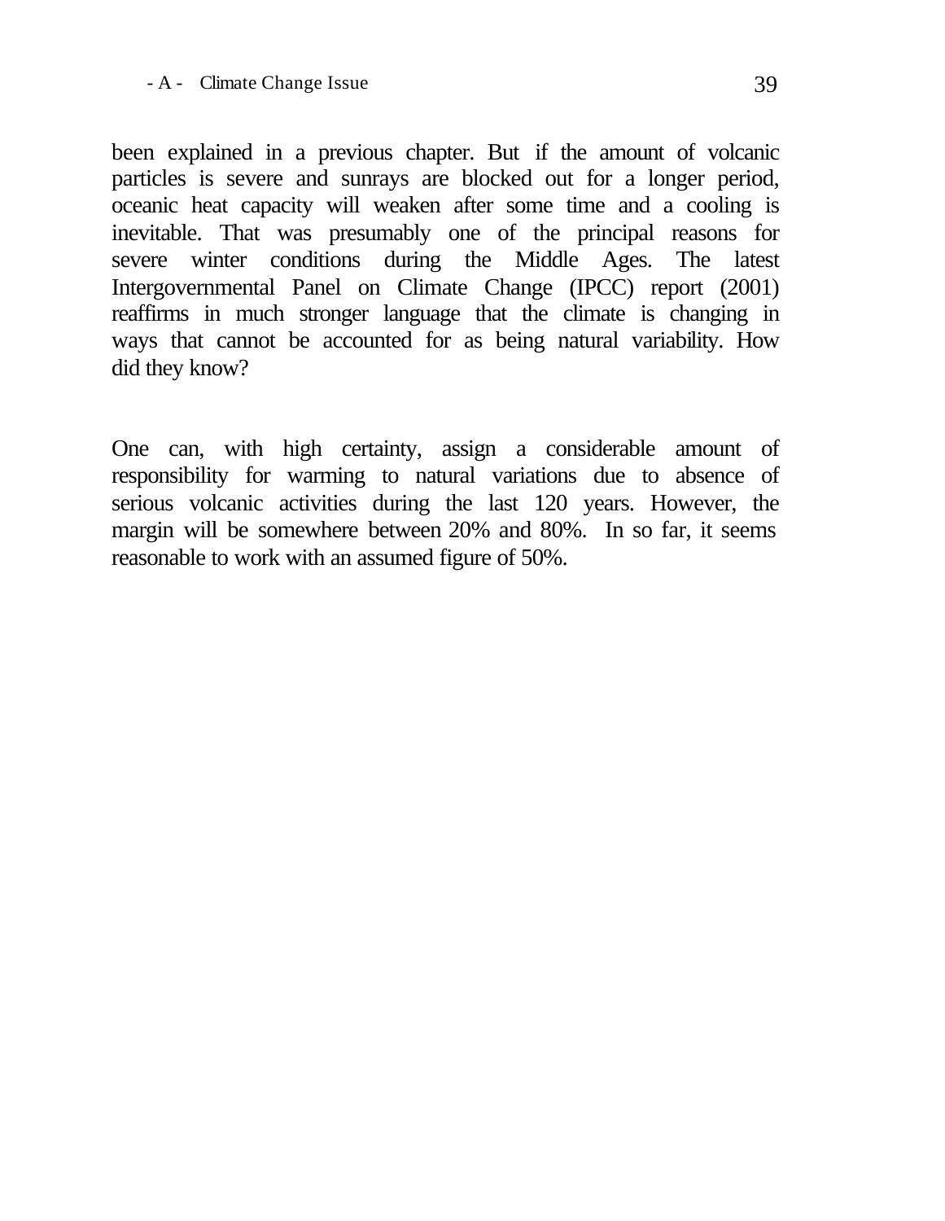been explained in a previous chapter. But if the amount of volcanic particles is severe and sunrays are blocked out for a longer period, oceanic heat capacity will weaken after some time and a cooling is inevitable. That was presumably one of the principal reasons for severe winter conditions during the Middle Ages. The latest Intergovernmental Panel on Climate Change (IPCC) report (2001) reaffirms in much stronger language that the climate is changing in ways that cannot be accounted for as being natural variability. How did they know?

One can, with high certainty, assign a considerable amount of responsibility for warming to natural variations due to absence of serious volcanic activities during the last 120 years. However, the margin will be somewhere between 20% and 80%. In so far, it seems reasonable to work with an assumed figure of 50%.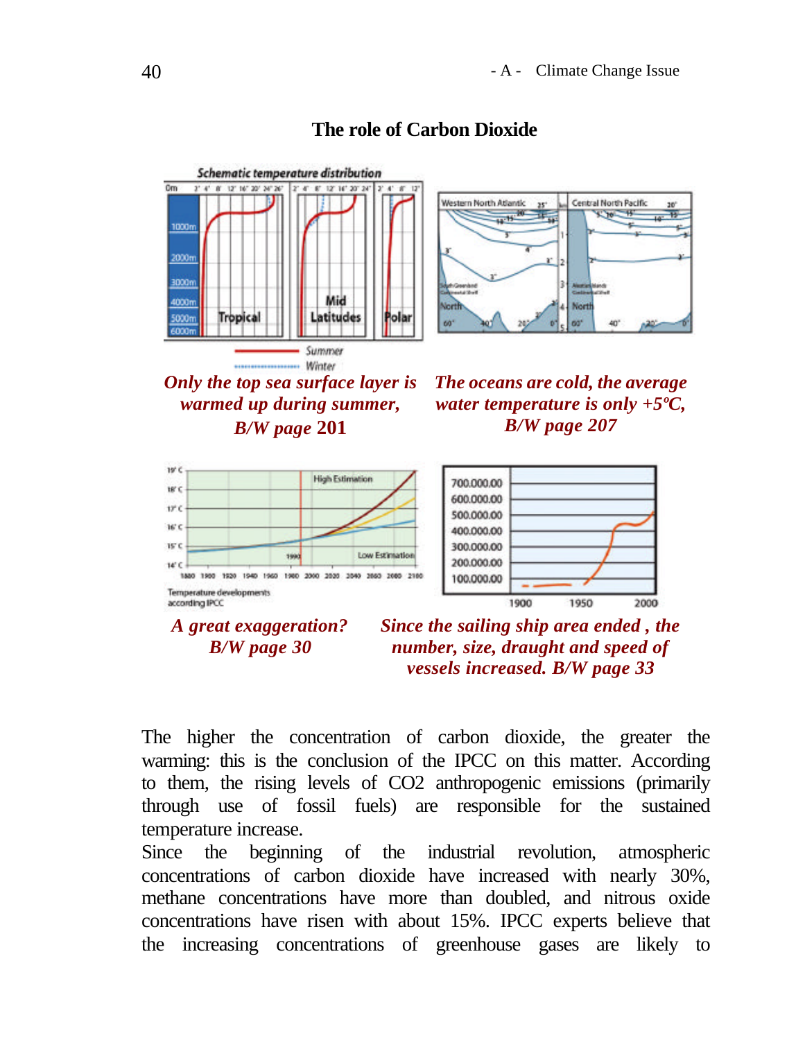# The role of Carbon Dioxide

Schematic temperature distribution

0m 2° 4° 8° 12° 16° 20° 24° 28° 2° 4° 8° 12° 16° 20° 24° 2° 4° 8° 12°

1000m
2000m
3000m
4000m
5000m
6000m

Tropical

Mid Latitudes

Polar

Summer
Winter

*Only the top sea surface layer is warmed up during summer, B/W page* **201**

Western North Atlantic

Central North Pacific

South Greenland Continental Shelf

Aleutian Islands Continental Shelf

North

60° 40° 20° 0°

*The oceans are cold, the average water temperature is only +5ºC, B/W page 207*

19° C
18° C
17° C
16° C
15° C
14° C

High Estimation

Low Estimation

1990

1880 1900 1920 1940 1960 1980 2000 2020 2040 2060 2080 2100

Temperature developments according IPCC

*A great exaggeration? B/W page 30*

700.000,00
600.000,00
500.000,00
400.000,00
300.000,00
200.000,00
100.000,00

1900 1950 2000

*Since the sailing ship area ended , the number, size, draught and speed of vessels increased. B/W page 33*

The higher the concentration of carbon dioxide, the greater the warming: this is the conclusion of the IPCC on this matter. According to them, the rising levels of CO2 anthropogenic emissions (primarily through use of fossil fuels) are responsible for the sustained temperature increase.

Since the beginning of the industrial revolution, atmospheric concentrations of carbon dioxide have increased with nearly 30%, methane concentrations have more than doubled, and nitrous oxide concentrations have risen with about 15%. IPCC experts believe that the increasing concentrations of greenhouse gases are likely to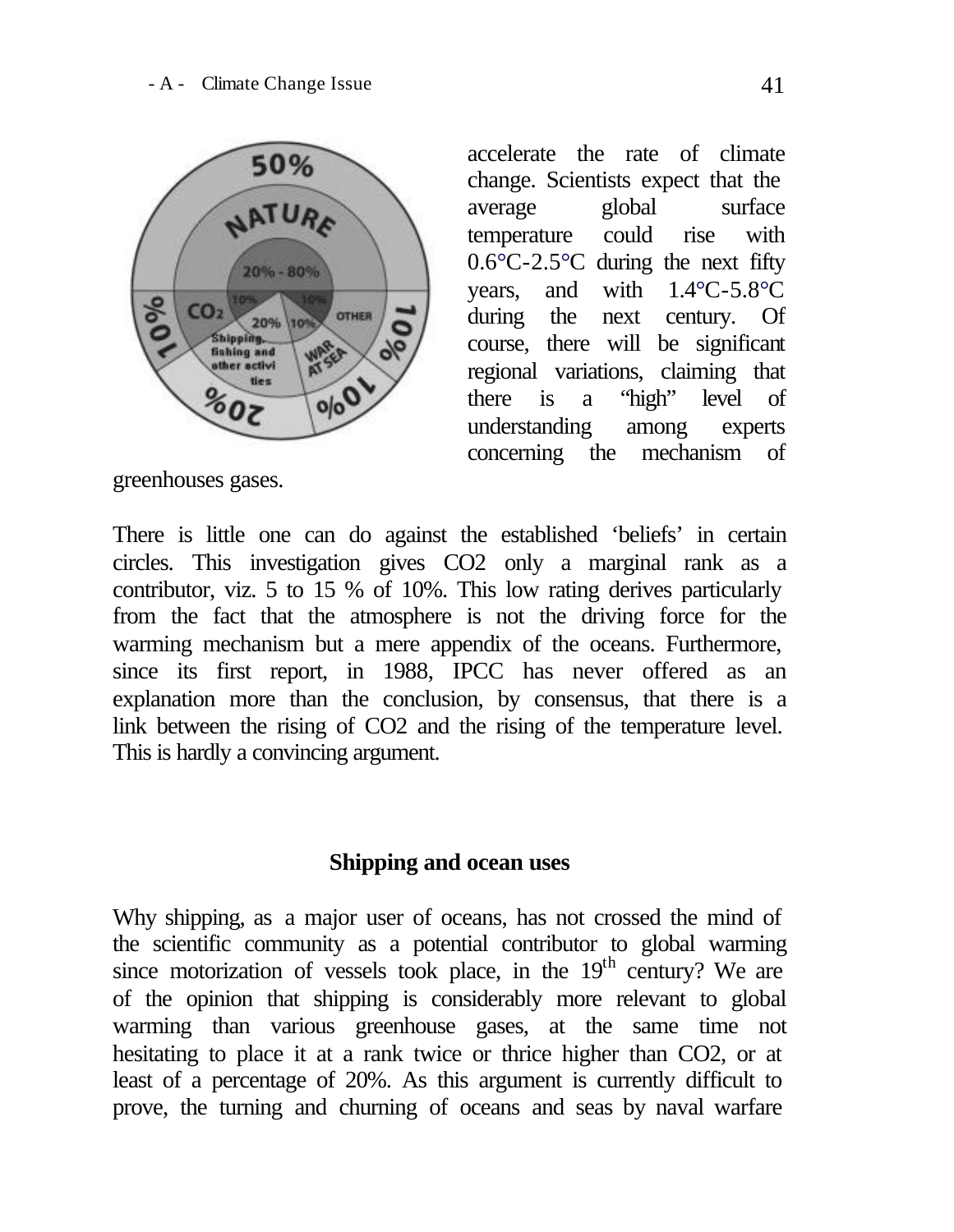50%

NATURE

20% - 80%

10%

10%

$CO_2$

20%

10%

OTHER

Shipping, fishing and other activi ties

WAR AT SEA

10%

10%

20%

10%

accelerate the rate of climate change. Scientists expect that the average global surface temperature could rise with 0.6°C-2.5°C during the next fifty years, and with 1.4°C-5.8°C during the next century. Of course, there will be significant regional variations, claiming that there is a "high" level of understanding among experts concerning the mechanism of greenhouses gases.

There is little one can do against the established 'beliefs' in certain circles. This investigation gives $CO_2$ only a marginal rank as a contributor, viz. 5 to 15 % of 10%. This low rating derives particularly from the fact that the atmosphere is not the driving force for the warming mechanism but a mere appendix of the oceans. Furthermore, since its first report, in 1988, IPCC has never offered as an explanation more than the conclusion, by consensus, that there is a link between the rising of $CO_2$ and the rising of the temperature level. This is hardly a convincing argument.

## Shipping and ocean uses

Why shipping, as a major user of oceans, has not crossed the mind of the scientific community as a potential contributor to global warming since motorization of vessels took place, in the 19th century? We are of the opinion that shipping is considerably more relevant to global warming than various greenhouse gases, at the same time not hesitating to place it at a rank twice or thrice higher than $CO_2$, or at least of a percentage of 20%. As this argument is currently difficult to prove, the turning and churning of oceans and seas by naval warfare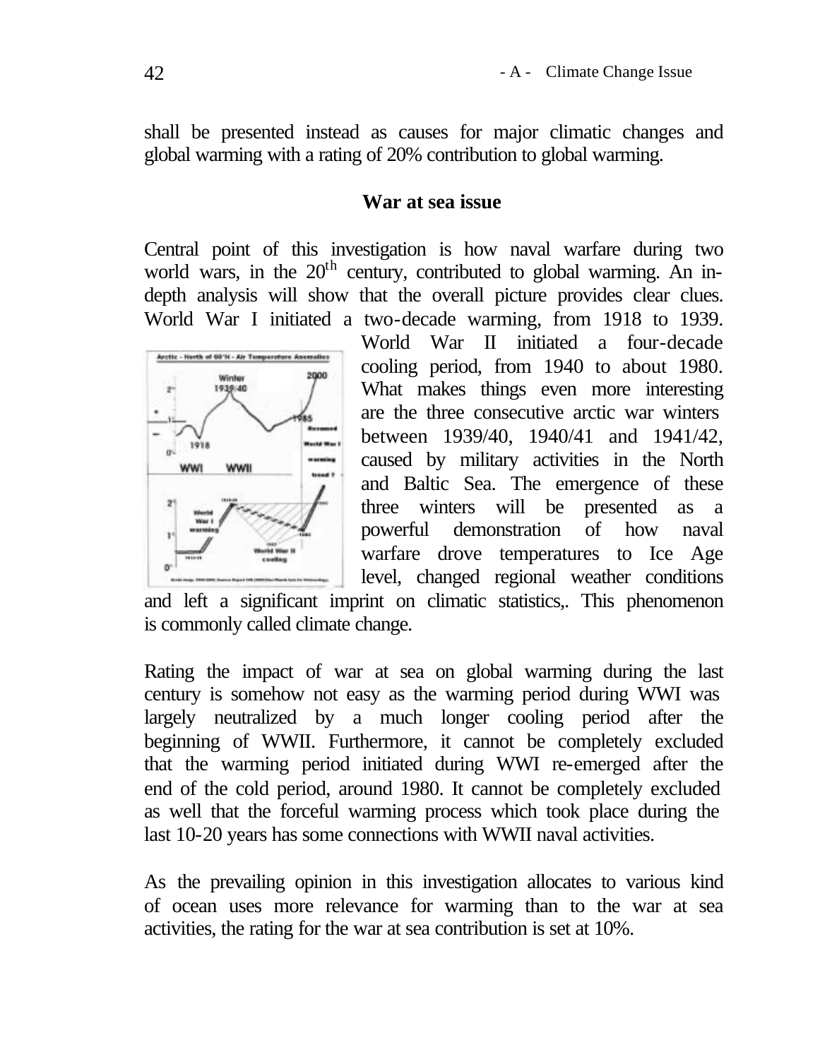shall be presented instead as causes for major climatic changes and global warming with a rating of 20% contribution to global warming.

## War at sea issue

Central point of this investigation is how naval warfare during two world wars, in the 20th century, contributed to global warming. An in-depth analysis will show that the overall picture provides clear clues. World War I initiated a two-decade warming, from 1918 to 1939. World War II initiated a four-decade cooling period, from 1940 to about 1980. What makes things even more interesting are the three consecutive arctic war winters between 1939/40, 1940/41 and 1941/42, caused by military activities in the North and Baltic Sea. The emergence of these three winters will be presented as a powerful demonstration of how naval warfare drove temperatures to Ice Age level, changed regional weather conditions and left a significant imprint on climatic statistics,. This phenomenon is commonly called climate change.

Arctic - North of 60°N - Air Temperature Anomalies
Winter 1939/40
2000
1985
1918
WWI
WWII
Resumed World War I warming trend ?
World War I warming
World War II cooling

Rating the impact of war at sea on global warming during the last century is somehow not easy as the warming period during WWI was largely neutralized by a much longer cooling period after the beginning of WWII. Furthermore, it cannot be completely excluded that the warming period initiated during WWI re-emerged after the end of the cold period, around 1980. It cannot be completely excluded as well that the forceful warming process which took place during the last 10-20 years has some connections with WWII naval activities.

As the prevailing opinion in this investigation allocates to various kind of ocean uses more relevance for warming than to the war at sea activities, the rating for the war at sea contribution is set at 10%.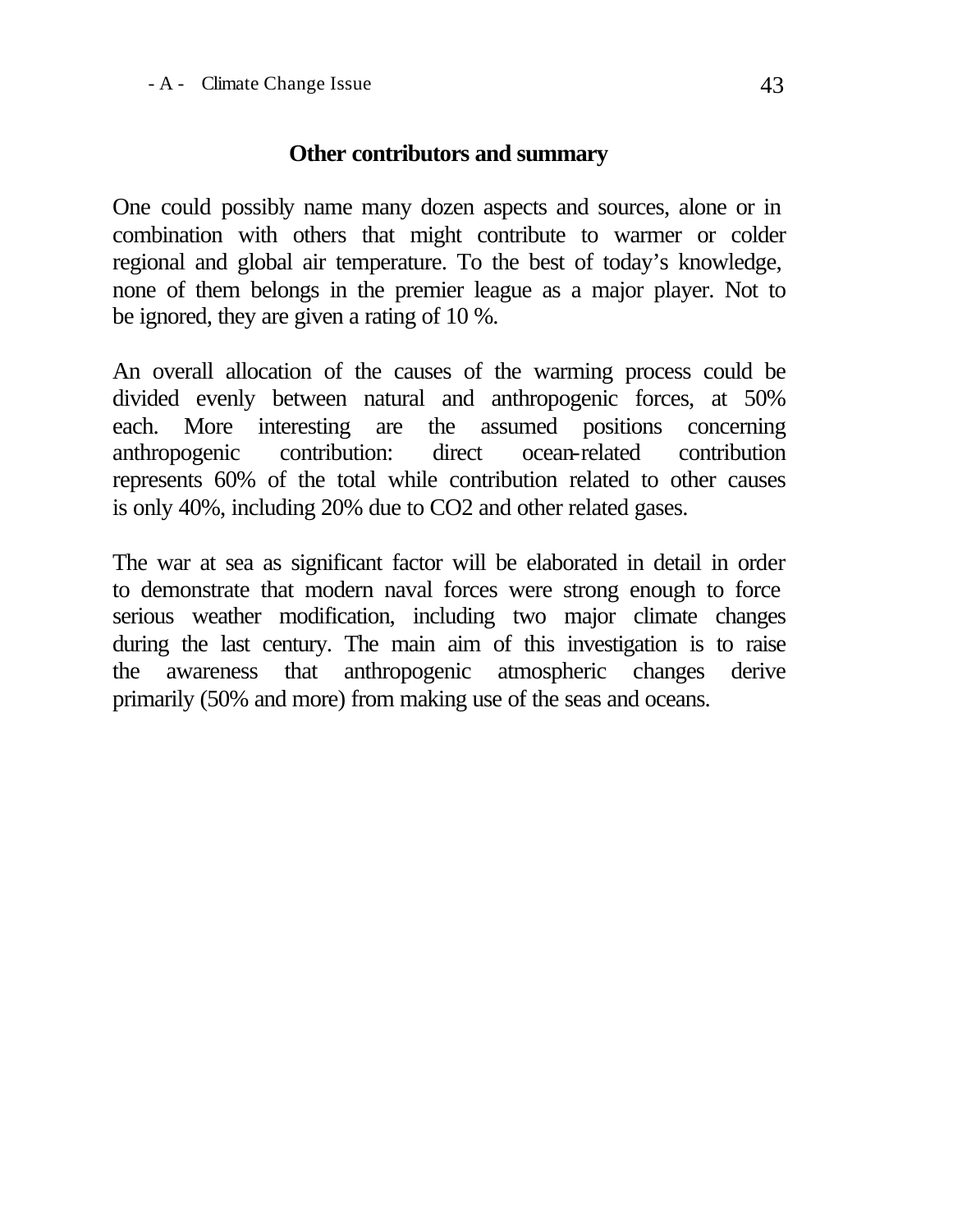## Other contributors and summary

One could possibly name many dozen aspects and sources, alone or in combination with others that might contribute to warmer or colder regional and global air temperature. To the best of today's knowledge, none of them belongs in the premier league as a major player. Not to be ignored, they are given a rating of 10 %.

An overall allocation of the causes of the warming process could be divided evenly between natural and anthropogenic forces, at 50% each. More interesting are the assumed positions concerning anthropogenic contribution: direct ocean-related contribution represents 60% of the total while contribution related to other causes is only 40%, including 20% due to $CO_2$ and other related gases.

The war at sea as significant factor will be elaborated in detail in order to demonstrate that modern naval forces were strong enough to force serious weather modification, including two major climate changes during the last century. The main aim of this investigation is to raise the awareness that anthropogenic atmospheric changes derive primarily (50% and more) from making use of the seas and oceans.